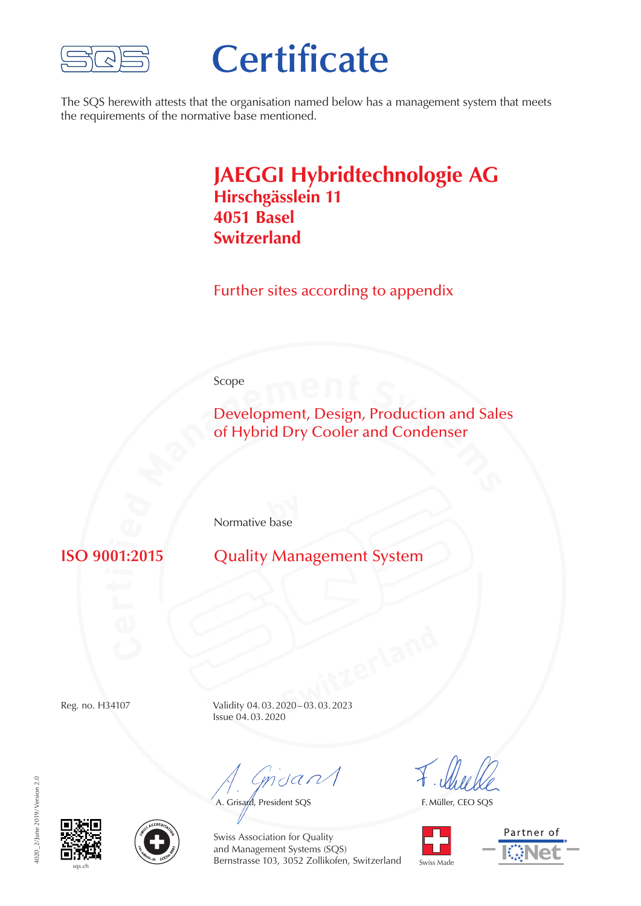# Certificate

The SQS herewith attests that the organisation named below has a management system that meets the requirements of the normative base mentioned.

**JAEGGI Hybridtechnologie AG**
**Hirschgässlein 11**
**4051 Basel**
**Switzerland**

Further sites according to appendix

Scope

Development, Design, Production and Sales of Hybrid Dry Cooler and Condenser

Normative base

**ISO 9001:2015** Quality Management System

Reg. no. H34107

Validity 04.03.2020 – 03.03.2023
Issue 04.03.2020

A. Grisard, President SQS

F. Müller, CEO SQS

Swiss Association for Quality and Management Systems (SQS)
Bernstrasse 103, 3052 Zollikofen, Switzerland

sqs.ch

Swiss Made

Partner of IQNet

4020_2/June 2019/Version 2.0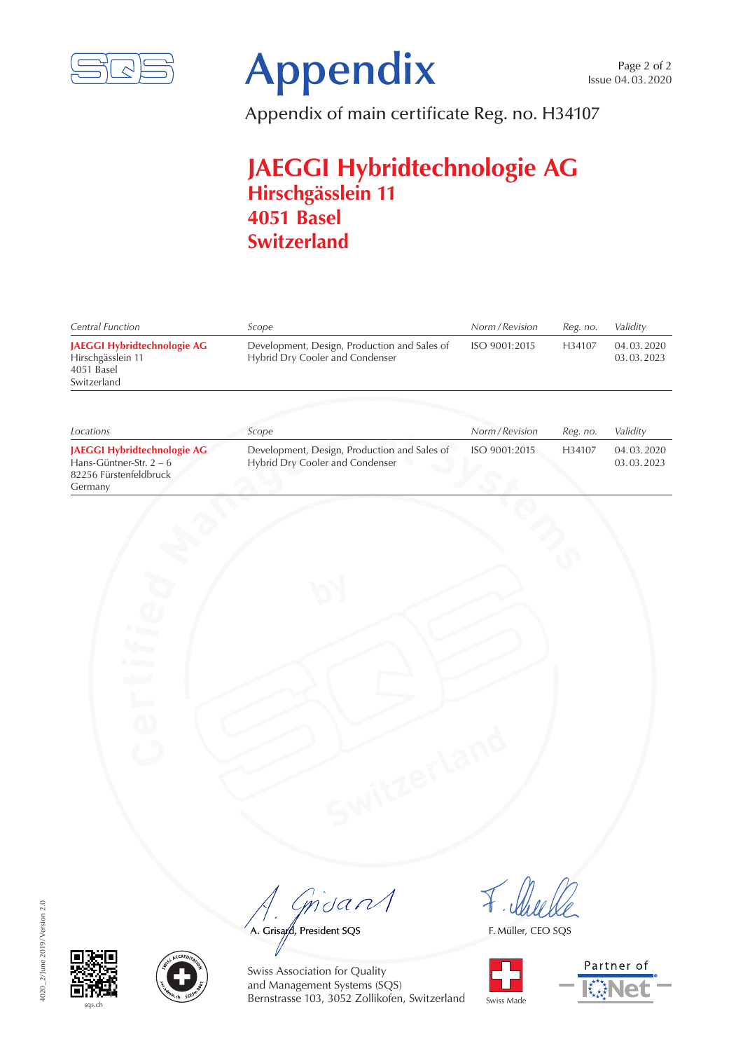# Appendix

Issue 04. 03. 2020

Appendix of main certificate Reg. no. H34107

## JAEGGI Hybridtechnologie AG
## Hirschgässlein 11
## 4051 Basel
## Switzerland

| *Central Function* | *Scope* | *Norm / Revision* | *Reg. no.* | *Validity* |
|---|---|---|---|---|
| **JAEGGI Hybridtechnologie AG**<br>Hirschgässlein 11<br>4051 Basel<br>Switzerland | Development, Design, Production and Sales of Hybrid Dry Cooler and Condenser | ISO 9001:2015 | H34107 | 04. 03. 2020<br>03. 03. 2023 |

| *Locations* | *Scope* | *Norm / Revision* | *Reg. no.* | *Validity* |
|---|---|---|---|---|
| **JAEGGI Hybridtechnologie AG**<br>Hans-Güntner-Str. 2 – 6<br>82256 Fürstenfeldbruck<br>Germany | Development, Design, Production and Sales of Hybrid Dry Cooler and Condenser | ISO 9001:2015 | H34107 | 04. 03. 2020<br>03. 03. 2023 |

A. Grisard, President SQS

F. Müller, CEO SQS

Swiss Association for Quality
and Management Systems (SQS)
Bernstrasse 103, 3052 Zollikofen, Switzerland

sqs.ch

Swiss Made

Partner of IQNet

4020_2/June 2019/Version 2.0